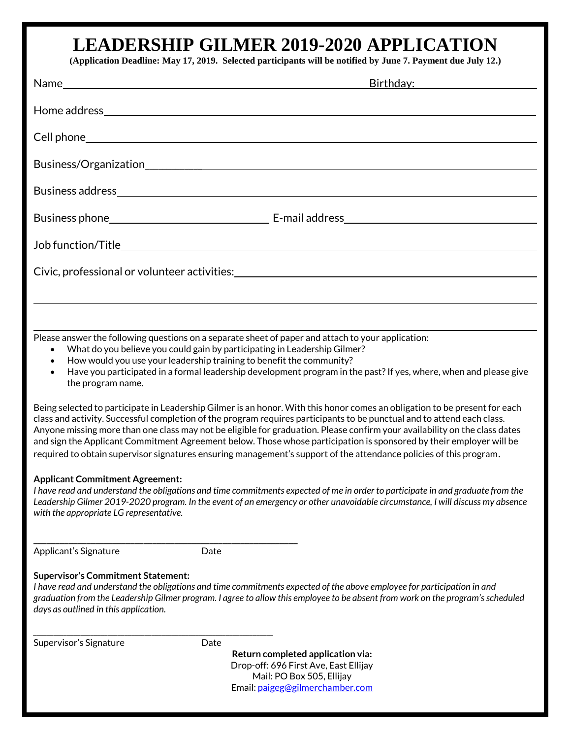# LEADERSHIP GILMER 2019-2020 APPLICATION

**(Application Deadline: May 17, 2019. Selected participants will be notified by June 7. Payment due July 12.)**

Name____________________________________________ Birthday: ________________

Home address______________________________________________________________

Cell phone_________________________________________________________________

Business/Organization_______________________________________________________

Business address____________________________________________________________

Business phone__________________________ E-mail address_____________________________

Job function/Title___________________________________________________________

Civic, professional or volunteer activities:____________________________________________

______________________________________________________________________________

______________________________________________________________________________

Please answer the following questions on a separate sheet of paper and attach to your application:

- What do you believe you could gain by participating in Leadership Gilmer?
- How would you use your leadership training to benefit the community?
- Have you participated in a formal leadership development program in the past? If yes, where, when and please give the program name.

Being selected to participate in Leadership Gilmer is an honor. With this honor comes an obligation to be present for each class and activity. Successful completion of the program requires participants to be punctual and to attend each class. Anyone missing more than one class may not be eligible for graduation. Please confirm your availability on the class dates and sign the Applicant Commitment Agreement below. Those whose participation is sponsored by their employer will be required to obtain supervisor signatures ensuring management's support of the attendance policies of this program.

**Applicant Commitment Agreement:**

*I have read and understand the obligations and time commitments expected of me in order to participate in and graduate from the Leadership Gilmer 2019-2020 program. In the event of an emergency or other unavoidable circumstance, I will discuss my absence with the appropriate LG representative.*

______________________________________________________

Applicant's Signature Date

**Supervisor's Commitment Statement:**

*I have read and understand the obligations and time commitments expected of the above employee for participation in and graduation from the Leadership Gilmer program. I agree to allow this employee to be absent from work on the program's scheduled days as outlined in this application.*

______________________________________________________

Supervisor's Signature Date

**Return completed application via:**

Drop-off: 696 First Ave, East Ellijay

Mail: PO Box 505, Ellijay

Email: paigeg@gilmerchamber.com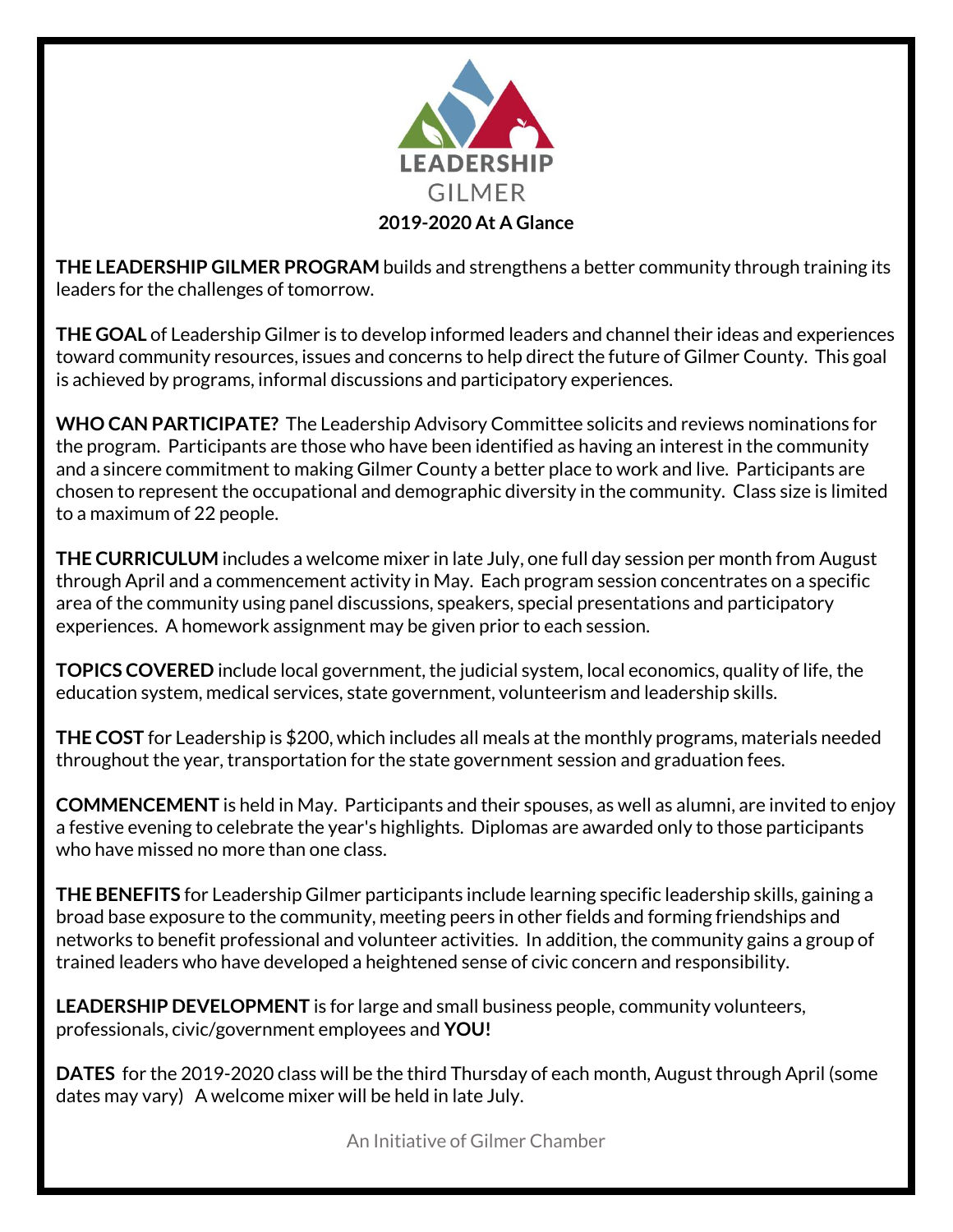LEADERSHIP

GILMER

**2019-2020 At A Glance**

**THE LEADERSHIP GILMER PROGRAM** builds and strengthens a better community through training its leaders for the challenges of tomorrow.

**THE GOAL** of Leadership Gilmer is to develop informed leaders and channel their ideas and experiences toward community resources, issues and concerns to help direct the future of Gilmer County. This goal is achieved by programs, informal discussions and participatory experiences.

**WHO CAN PARTICIPATE?** The Leadership Advisory Committee solicits and reviews nominations for the program. Participants are those who have been identified as having an interest in the community and a sincere commitment to making Gilmer County a better place to work and live. Participants are chosen to represent the occupational and demographic diversity in the community. Class size is limited to a maximum of 22 people.

**THE CURRICULUM** includes a welcome mixer in late July, one full day session per month from August through April and a commencement activity in May. Each program session concentrates on a specific area of the community using panel discussions, speakers, special presentations and participatory experiences. A homework assignment may be given prior to each session.

**TOPICS COVERED** include local government, the judicial system, local economics, quality of life, the education system, medical services, state government, volunteerism and leadership skills.

**THE COST** for Leadership is $200, which includes all meals at the monthly programs, materials needed throughout the year, transportation for the state government session and graduation fees.

**COMMENCEMENT** is held in May. Participants and their spouses, as well as alumni, are invited to enjoy a festive evening to celebrate the year's highlights. Diplomas are awarded only to those participants who have missed no more than one class.

**THE BENEFITS** for Leadership Gilmer participants include learning specific leadership skills, gaining a broad base exposure to the community, meeting peers in other fields and forming friendships and networks to benefit professional and volunteer activities. In addition, the community gains a group of trained leaders who have developed a heightened sense of civic concern and responsibility.

**LEADERSHIP DEVELOPMENT** is for large and small business people, community volunteers, professionals, civic/government employees and **YOU!**

**DATES** for the 2019-2020 class will be the third Thursday of each month, August through April (some dates may vary) A welcome mixer will be held in late July.

An Initiative of Gilmer Chamber